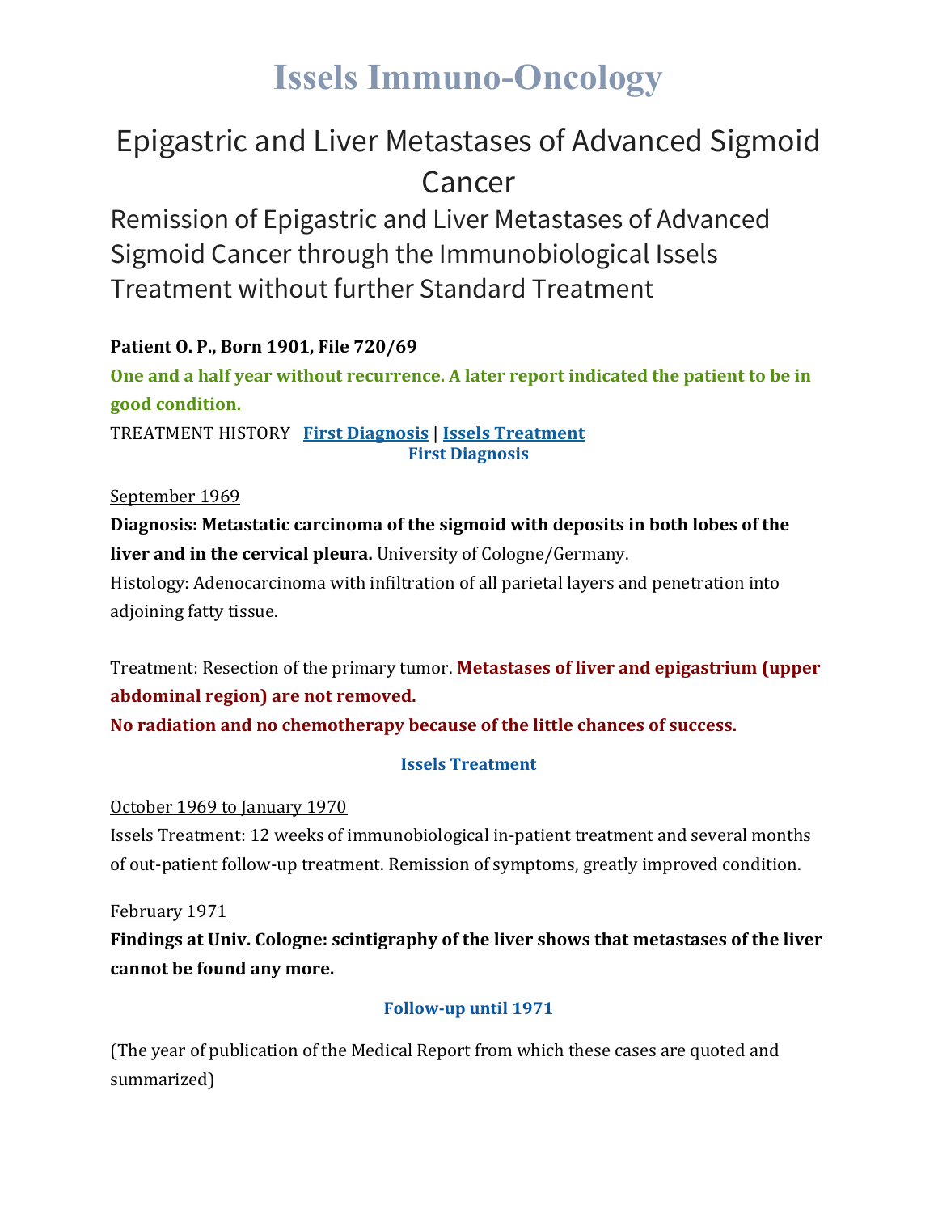# Issels Immuno-Oncology

## Epigastric and Liver Metastases of Advanced Sigmoid Cancer

### Remission of Epigastric and Liver Metastases of Advanced Sigmoid Cancer through the Immunobiological Issels Treatment without further Standard Treatment

**Patient O. P., Born 1901, File 720/69**

**One and a half year without recurrence. A later report indicated the patient to be in good condition.**

TREATMENT HISTORY **First Diagnosis** | **Issels Treatment**

**First Diagnosis**

September 1969

**Diagnosis: Metastatic carcinoma of the sigmoid with deposits in both lobes of the liver and in the cervical pleura.** University of Cologne/Germany.

Histology: Adenocarcinoma with infiltration of all parietal layers and penetration into adjoining fatty tissue.

Treatment: Resection of the primary tumor. **Metastases of liver and epigastrium (upper abdominal region) are not removed.**

**No radiation and no chemotherapy because of the little chances of success.**

**Issels Treatment**

October 1969 to January 1970

Issels Treatment: 12 weeks of immunobiological in-patient treatment and several months of out-patient follow-up treatment. Remission of symptoms, greatly improved condition.

February 1971

**Findings at Univ. Cologne: scintigraphy of the liver shows that metastases of the liver cannot be found any more.**

**Follow-up until 1971**

(The year of publication of the Medical Report from which these cases are quoted and summarized)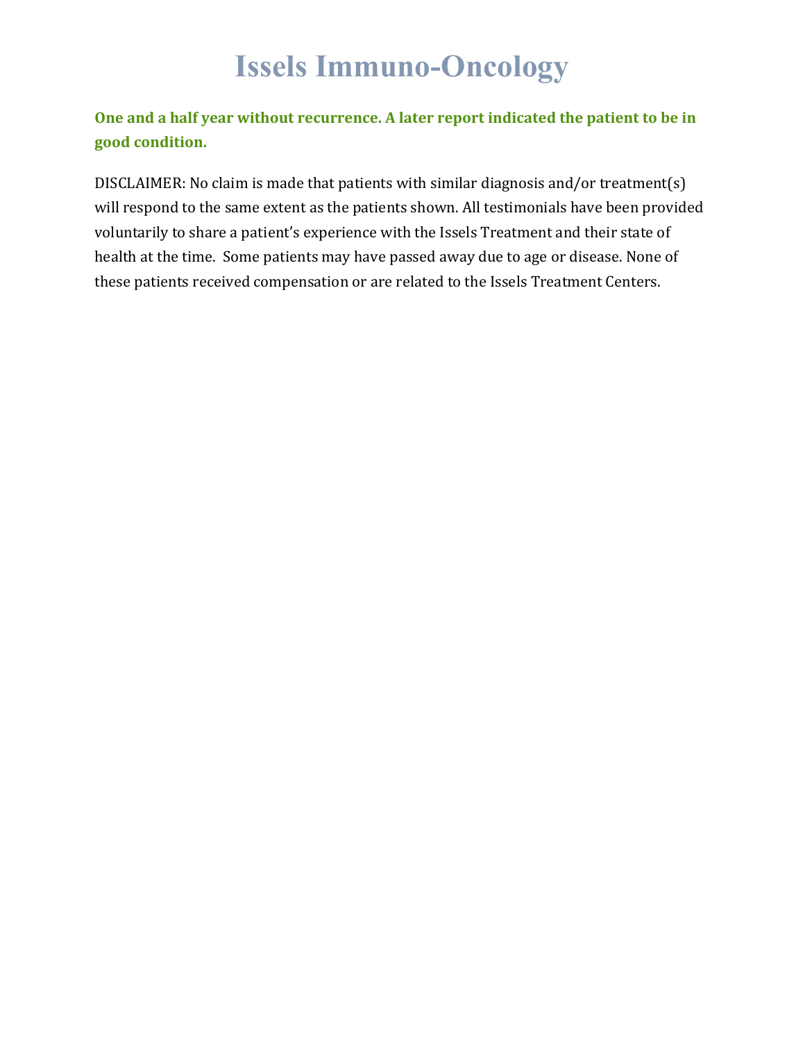**One and a half year without recurrence. A later report indicated the patient to be in good condition.**

DISCLAIMER: No claim is made that patients with similar diagnosis and/or treatment(s) will respond to the same extent as the patients shown. All testimonials have been provided voluntarily to share a patient's experience with the Issels Treatment and their state of health at the time. Some patients may have passed away due to age or disease. None of these patients received compensation or are related to the Issels Treatment Centers.